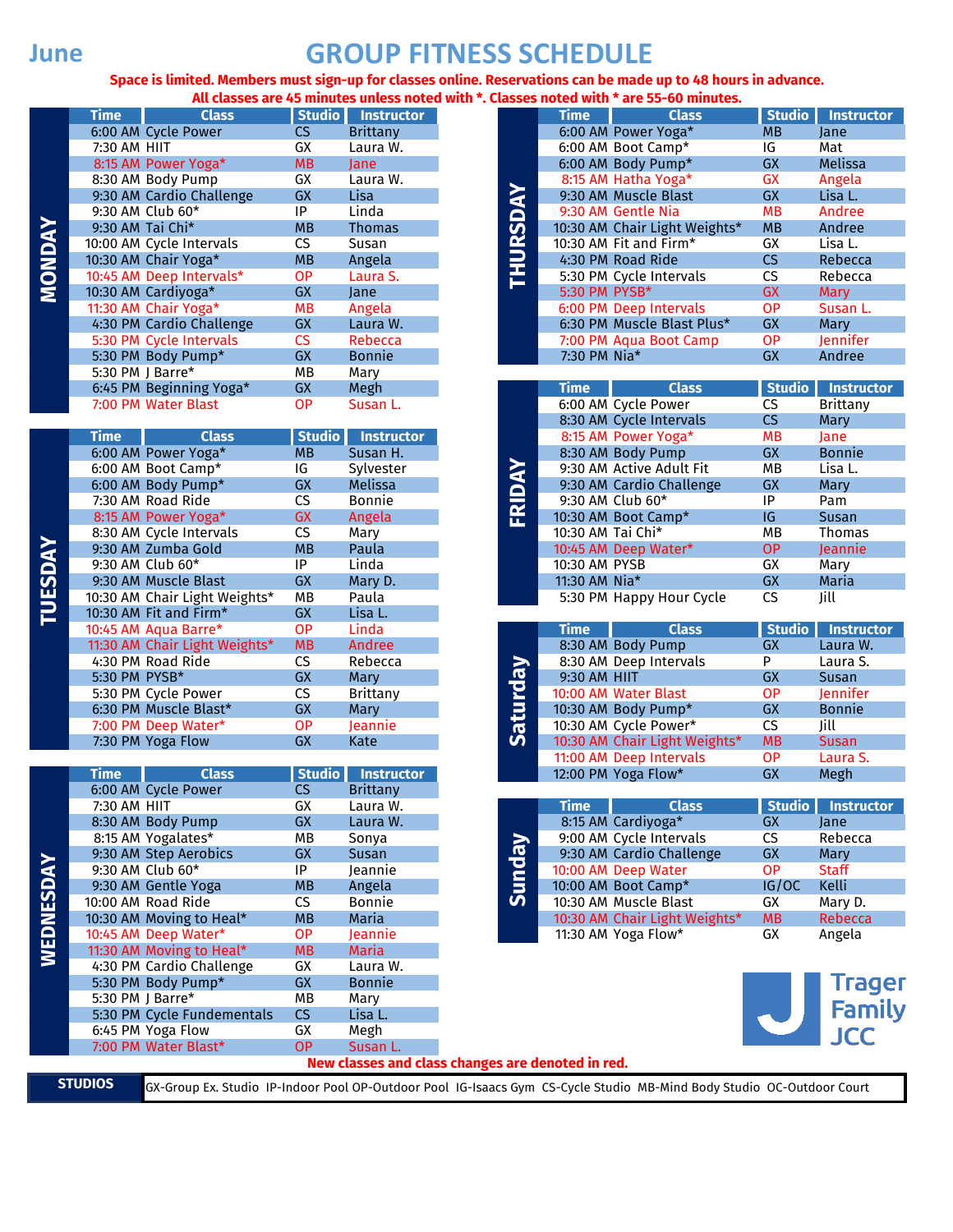June

# GROUP FITNESS SCHEDULE

**Space is limited. Members must sign-up for classes online. Reservations can be made up to 48 hours in advance.**
**All classes are 45 minutes unless noted with *. Classes noted with * are 55-60 minutes.**

## MONDAY

| Time | Class | Studio | Instructor |
|---|---|---|---|
| 6:00 AM | Cycle Power | CS | Brittany |
| 7:30 AM | HIIT | GX | Laura W. |
| 8:15 AM | Power Yoga* | MB | Jane |
| 8:30 AM | Body Pump | GX | Laura W. |
| 9:30 AM | Cardio Challenge | GX | Lisa |
| 9:30 AM | Club 60* | IP | Linda |
| 9:30 AM | Tai Chi* | MB | Thomas |
| 10:00 AM | Cycle Intervals | CS | Susan |
| 10:30 AM | Chair Yoga* | MB | Angela |
| 10:45 AM | Deep Intervals* | OP | Laura S. |
| 10:30 AM | Cardiyoga* | GX | Jane |
| 11:30 AM | Chair Yoga* | MB | Angela |
| 4:30 PM | Cardio Challenge | GX | Laura W. |
| 5:30 PM | Cycle Intervals | CS | Rebecca |
| 5:30 PM | Body Pump* | GX | Bonnie |
| 5:30 PM | J Barre* | MB | Mary |
| 6:45 PM | Beginning Yoga* | GX | Megh |
| 7:00 PM | Water Blast | OP | Susan L. |

## TUESDAY

| Time | Class | Studio | Instructor |
|---|---|---|---|
| 6:00 AM | Power Yoga* | MB | Susan H. |
| 6:00 AM | Boot Camp* | IG | Sylvester |
| 6:00 AM | Body Pump* | GX | Melissa |
| 7:30 AM | Road Ride | CS | Bonnie |
| 8:15 AM | Power Yoga* | GX | Angela |
| 8:30 AM | Cycle Intervals | CS | Mary |
| 9:30 AM | Zumba Gold | MB | Paula |
| 9:30 AM | Club 60* | IP | Linda |
| 9:30 AM | Muscle Blast | GX | Mary D. |
| 10:30 AM | Chair Light Weights* | MB | Paula |
| 10:30 AM | Fit and Firm* | GX | Lisa L. |
| 10:45 AM | Aqua Barre* | OP | Linda |
| 11:30 AM | Chair Light Weights* | MB | Andree |
| 4:30 PM | Road Ride | CS | Rebecca |
| 5:30 PM | PYSB* | GX | Mary |
| 5:30 PM | Cycle Power | CS | Brittany |
| 6:30 PM | Muscle Blast* | GX | Mary |
| 7:00 PM | Deep Water* | OP | Jeannie |
| 7:30 PM | Yoga Flow | GX | Kate |

## WEDNESDAY

| Time | Class | Studio | Instructor |
|---|---|---|---|
| 6:00 AM | Cycle Power | CS | Brittany |
| 7:30 AM | HIIT | GX | Laura W. |
| 8:30 AM | Body Pump | GX | Laura W. |
| 8:15 AM | Yogalates* | MB | Sonya |
| 9:30 AM | Step Aerobics | GX | Susan |
| 9:30 AM | Club 60* | IP | Jeannie |
| 9:30 AM | Gentle Yoga | MB | Angela |
| 10:00 AM | Road Ride | CS | Bonnie |
| 10:30 AM | Moving to Heal* | MB | Maria |
| 10:45 AM | Deep Water* | OP | Jeannie |
| 11:30 AM | Moving to Heal* | MB | Maria |
| 4:30 PM | Cardio Challenge | GX | Laura W. |
| 5:30 PM | Body Pump* | GX | Bonnie |
| 5:30 PM | J Barre* | MB | Mary |
| 5:30 PM | Cycle Fundementals | CS | Lisa L. |
| 6:45 PM | Yoga Flow | GX | Megh |
| 7:00 PM | Water Blast* | OP | Susan L. |

## THURSDAY

| Time | Class | Studio | Instructor |
|---|---|---|---|
| 6:00 AM | Power Yoga* | MB | Jane |
| 6:00 AM | Boot Camp* | IG | Mat |
| 6:00 AM | Body Pump* | GX | Melissa |
| 8:15 AM | Hatha Yoga* | GX | Angela |
| 9:30 AM | Muscle Blast | GX | Lisa L. |
| 9:30 AM | Gentle Nia | MB | Andree |
| 10:30 AM | Chair Light Weights* | MB | Andree |
| 10:30 AM | Fit and Firm* | GX | Lisa L. |
| 4:30 PM | Road Ride | CS | Rebecca |
| 5:30 PM | Cycle Intervals | CS | Rebecca |
| 5:30 PM | PYSB* | GX | Mary |
| 6:00 PM | Deep Intervals | OP | Susan L. |
| 6:30 PM | Muscle Blast Plus* | GX | Mary |
| 7:00 PM | Aqua Boot Camp | OP | Jennifer |
| 7:30 PM | Nia* | GX | Andree |

## FRIDAY

| Time | Class | Studio | Instructor |
|---|---|---|---|
| 6:00 AM | Cycle Power | CS | Brittany |
| 8:30 AM | Cycle Intervals | CS | Mary |
| 8:15 AM | Power Yoga* | MB | Jane |
| 8:30 AM | Body Pump | GX | Bonnie |
| 9:30 AM | Active Adult Fit | MB | Lisa L. |
| 9:30 AM | Cardio Challenge | GX | Mary |
| 9:30 AM | Club 60* | IP | Pam |
| 10:30 AM | Boot Camp* | IG | Susan |
| 10:30 AM | Tai Chi* | MB | Thomas |
| 10:45 AM | Deep Water* | OP | Jeannie |
| 10:30 AM | PYSB | GX | Mary |
| 11:30 AM | Nia* | GX | Maria |
| 5:30 PM | Happy Hour Cycle | CS | Jill |

## Saturday

| Time | Class | Studio | Instructor |
|---|---|---|---|
| 8:30 AM | Body Pump | GX | Laura W. |
| 8:30 AM | Deep Intervals | P | Laura S. |
| 9:30 AM | HIIT | GX | Susan |
| 10:00 AM | Water Blast | OP | Jennifer |
| 10:30 AM | Body Pump* | GX | Bonnie |
| 10:30 AM | Cycle Power* | CS | Jill |
| 10:30 AM | Chair Light Weights* | MB | Susan |
| 11:00 AM | Deep Intervals | OP | Laura S. |
| 12:00 PM | Yoga Flow* | GX | Megh |

## Sunday

| Time | Class | Studio | Instructor |
|---|---|---|---|
| 8:15 AM | Cardiyoga* | GX | Jane |
| 9:00 AM | Cycle Intervals | CS | Rebecca |
| 9:30 AM | Cardio Challenge | GX | Mary |
| 10:00 AM | Deep Water | OP | Staff |
| 10:00 AM | Boot Camp* | IG/OC | Kelli |
| 10:30 AM | Muscle Blast | GX | Mary D. |
| 10:30 AM | Chair Light Weights* | MB | Rebecca |
| 11:30 AM | Yoga Flow* | GX | Angela |

Trager Family JCC

**New classes and class changes are denoted in red.**

**STUDIOS:** GX-Group Ex. Studio IP-Indoor Pool OP-Outdoor Pool IG-Isaacs Gym CS-Cycle Studio MB-Mind Body Studio OC-Outdoor Court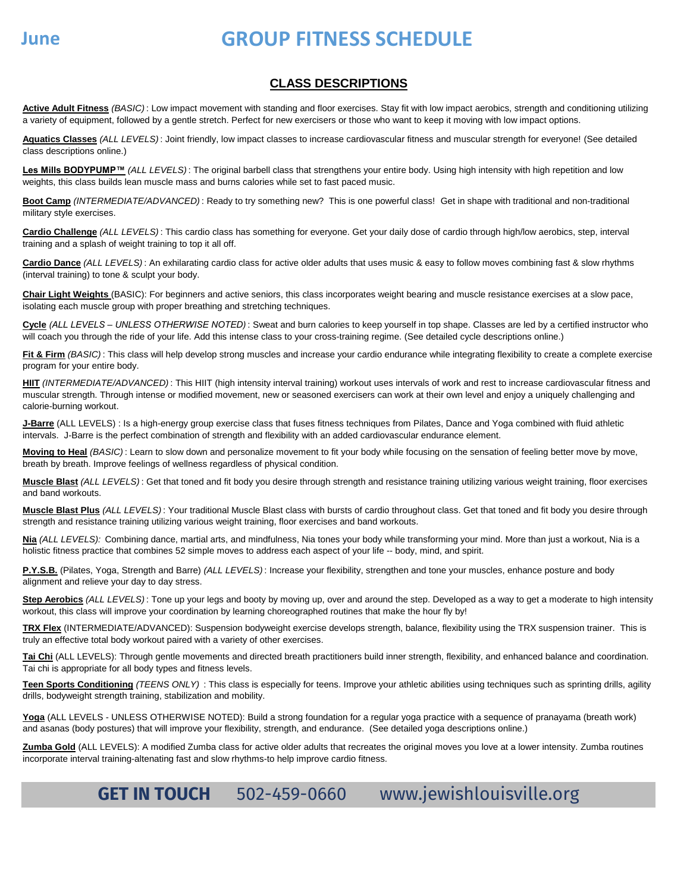# June GROUP FITNESS SCHEDULE

## CLASS DESCRIPTIONS

**Active Adult Fitness** *(BASIC)* : Low impact movement with standing and floor exercises. Stay fit with low impact aerobics, strength and conditioning utilizing a variety of equipment, followed by a gentle stretch. Perfect for new exercisers or those who want to keep it moving with low impact options.

**Aquatics Classes** *(ALL LEVELS)* : Joint friendly, low impact classes to increase cardiovascular fitness and muscular strength for everyone! (See detailed class descriptions online.)

**Les Mills BODYPUMP™** *(ALL LEVELS)* : The original barbell class that strengthens your entire body. Using high intensity with high repetition and low weights, this class builds lean muscle mass and burns calories while set to fast paced music.

**Boot Camp** *(INTERMEDIATE/ADVANCED)* : Ready to try something new? This is one powerful class! Get in shape with traditional and non-traditional military style exercises.

**Cardio Challenge** *(ALL LEVELS)* : This cardio class has something for everyone. Get your daily dose of cardio through high/low aerobics, step, interval training and a splash of weight training to top it all off.

**Cardio Dance** *(ALL LEVELS)* : An exhilarating cardio class for active older adults that uses music & easy to follow moves combining fast & slow rhythms (interval training) to tone & sculpt your body.

**Chair Light Weights** (BASIC): For beginners and active seniors, this class incorporates weight bearing and muscle resistance exercises at a slow pace, isolating each muscle group with proper breathing and stretching techniques.

**Cycle** *(ALL LEVELS – UNLESS OTHERWISE NOTED)* : Sweat and burn calories to keep yourself in top shape. Classes are led by a certified instructor who will coach you through the ride of your life. Add this intense class to your cross-training regime. (See detailed cycle descriptions online.)

**Fit & Firm** *(BASIC)* : This class will help develop strong muscles and increase your cardio endurance while integrating flexibility to create a complete exercise program for your entire body.

**HIIT** *(INTERMEDIATE/ADVANCED)* : This HIIT (high intensity interval training) workout uses intervals of work and rest to increase cardiovascular fitness and muscular strength. Through intense or modified movement, new or seasoned exercisers can work at their own level and enjoy a uniquely challenging and calorie-burning workout.

**J-Barre** (ALL LEVELS) : Is a high-energy group exercise class that fuses fitness techniques from Pilates, Dance and Yoga combined with fluid athletic intervals. J-Barre is the perfect combination of strength and flexibility with an added cardiovascular endurance element.

**Moving to Heal** *(BASIC)* : Learn to slow down and personalize movement to fit your body while focusing on the sensation of feeling better move by move, breath by breath. Improve feelings of wellness regardless of physical condition.

**Muscle Blast** *(ALL LEVELS)* : Get that toned and fit body you desire through strength and resistance training utilizing various weight training, floor exercises and band workouts.

**Muscle Blast Plus** *(ALL LEVELS)* : Your traditional Muscle Blast class with bursts of cardio throughout class. Get that toned and fit body you desire through strength and resistance training utilizing various weight training, floor exercises and band workouts.

**Nia** *(ALL LEVELS):* Combining dance, martial arts, and mindfulness, Nia tones your body while transforming your mind. More than just a workout, Nia is a holistic fitness practice that combines 52 simple moves to address each aspect of your life -- body, mind, and spirit.

**P.Y.S.B.** (Pilates, Yoga, Strength and Barre) *(ALL LEVELS)* : Increase your flexibility, strengthen and tone your muscles, enhance posture and body alignment and relieve your day to day stress.

**Step Aerobics** *(ALL LEVELS)* : Tone up your legs and booty by moving up, over and around the step. Developed as a way to get a moderate to high intensity workout, this class will improve your coordination by learning choreographed routines that make the hour fly by!

**TRX Flex** (INTERMEDIATE/ADVANCED): Suspension bodyweight exercise develops strength, balance, flexibility using the TRX suspension trainer. This is truly an effective total body workout paired with a variety of other exercises.

**Tai Chi** (ALL LEVELS): Through gentle movements and directed breath practitioners build inner strength, flexibility, and enhanced balance and coordination. Tai chi is appropriate for all body types and fitness levels.

**Teen Sports Conditioning** *(TEENS ONLY)* : This class is especially for teens. Improve your athletic abilities using techniques such as sprinting drills, agility drills, bodyweight strength training, stabilization and mobility.

**Yoga** (ALL LEVELS - UNLESS OTHERWISE NOTED): Build a strong foundation for a regular yoga practice with a sequence of pranayama (breath work) and asanas (body postures) that will improve your flexibility, strength, and endurance. (See detailed yoga descriptions online.)

**Zumba Gold** (ALL LEVELS): A modified Zumba class for active older adults that recreates the original moves you love at a lower intensity. Zumba routines incorporate interval training-altenating fast and slow rhythms-to help improve cardio fitness.

**GET IN TOUCH** 502-459-0660 www.jewishlouisville.org